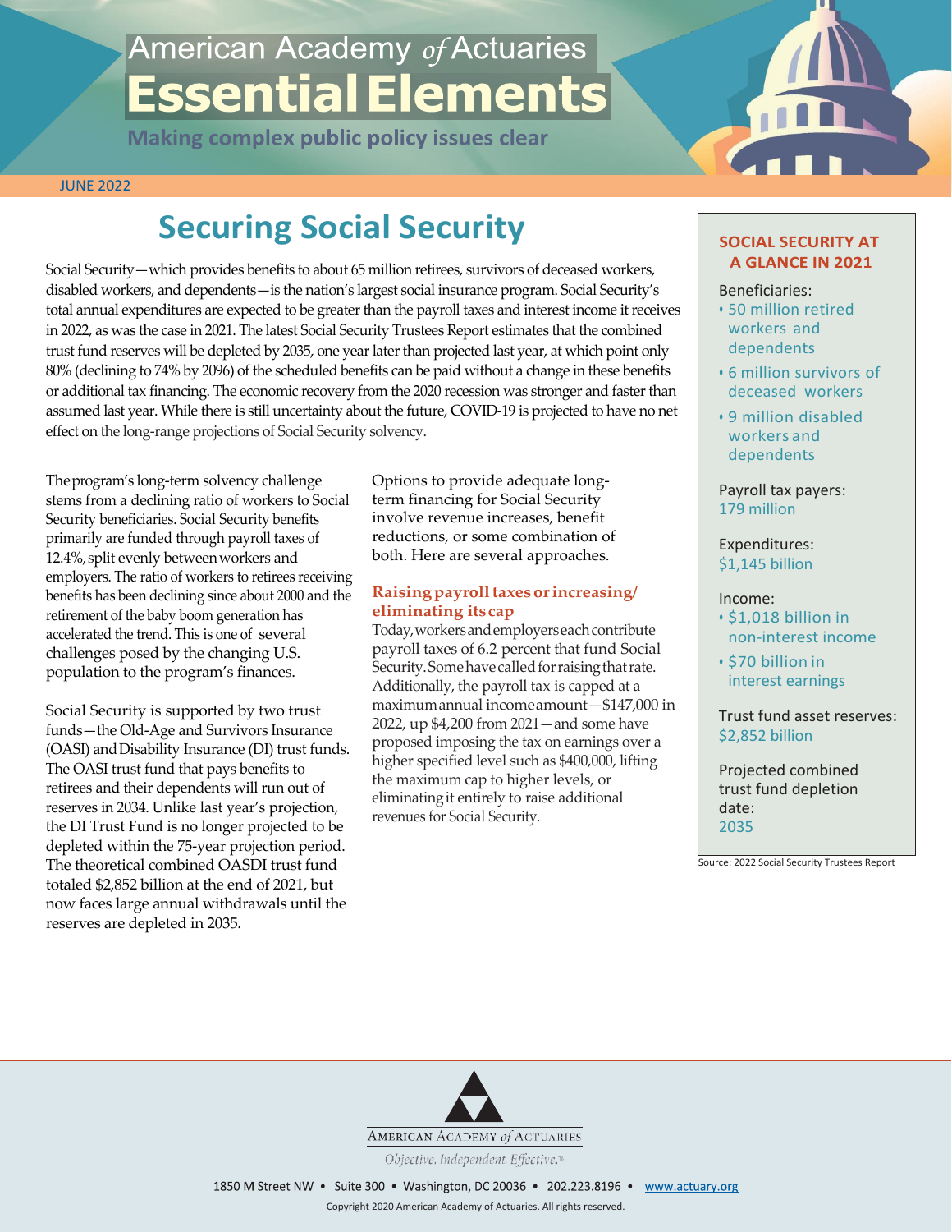American Academy *of* Actuaries

# Essential Elements

**Making complex public policy issues clear**

JUNE 2022

## Securing Social Security

Social Security—which provides benefits to about 65 million retirees, survivors of deceased workers, disabled workers, and dependents—is the nation's largest social insurance program. Social Security's total annual expenditures are expected to be greater than the payroll taxes and interest income it receives in 2022, as was the case in 2021. The latest Social Security Trustees Report estimates that the combined trust fund reserves will be depleted by 2035, one year later than projected last year, at which point only 80% (declining to 74% by 2096) of the scheduled benefits can be paid without a change in these benefits or additional tax financing. The economic recovery from the 2020 recession was stronger and faster than assumed last year. While there is still uncertainty about the future, COVID-19 is projected to have no net effect on the long-range projections of Social Security solvency.

The program's long-term solvency challenge stems from a declining ratio of workers to Social Security beneficiaries. Social Security benefits primarily are funded through payroll taxes of 12.4%, split evenly between workers and employers. The ratio of workers to retirees receiving benefits has been declining since about 2000 and the retirement of the baby boom generation has accelerated the trend. This is one of several challenges posed by the changing U.S. population to the program's finances.

Social Security is supported by two trust funds—the Old-Age and Survivors Insurance (OASI) and Disability Insurance (DI) trust funds. The OASI trust fund that pays benefits to retirees and their dependents will run out of reserves in 2034. Unlike last year's projection, the DI Trust Fund is no longer projected to be depleted within the 75-year projection period. The theoretical combined OASDI trust fund totaled $2,852 billion at the end of 2021, but now faces large annual withdrawals until the reserves are depleted in 2035.

Options to provide adequate long-term financing for Social Security involve revenue increases, benefit reductions, or some combination of both. Here are several approaches.

### Raising payroll taxes or increasing/eliminating its cap

Today, workers and employers each contribute payroll taxes of 6.2 percent that fund Social Security. Some have called for raising that rate. Additionally, the payroll tax is capped at a maximum annual income amount—$147,000 in 2022, up $4,200 from 2021—and some have proposed imposing the tax on earnings over a higher specified level such as $400,000, lifting the maximum cap to higher levels, or eliminating it entirely to raise additional revenues for Social Security.

### SOCIAL SECURITY AT A GLANCE IN 2021

Beneficiaries:
- 50 million retired workers and dependents
- 6 million survivors of deceased workers
- 9 million disabled workers and dependents

Payroll tax payers:
179 million

Expenditures:
$1,145 billion

Income:
- $1,018 billion in non-interest income
- $70 billion in interest earnings

Trust fund asset reserves:
$2,852 billion

Projected combined trust fund depletion date:
2035

Source: 2022 Social Security Trustees Report

American Academy *of* Actuaries

*Objective. Independent. Effective.*™

1850 M Street NW • Suite 300 • Washington, DC 20036 • 202.223.8196 • www.actuary.org

Copyright 2020 American Academy of Actuaries. All rights reserved.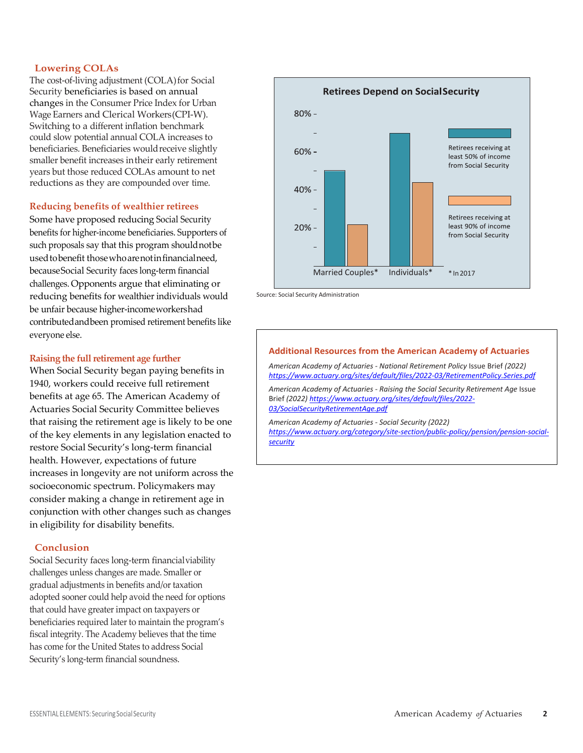## Lowering COLAs

The cost-of-living adjustment (COLA) for Social Security beneficiaries is based on annual changes in the Consumer Price Index for Urban Wage Earners and Clerical Workers (CPI-W). Switching to a different inflation benchmark could slow potential annual COLA increases to beneficiaries. Beneficiaries would receive slightly smaller benefit increases in their early retirement years but those reduced COLAs amount to net reductions as they are compounded over time.

## Reducing benefits of wealthier retirees

Some have proposed reducing Social Security benefits for higher-income beneficiaries. Supporters of such proposals say that this program should not be used to benefit those who are not in financial need, because Social Security faces long-term financial challenges. Opponents argue that eliminating or reducing benefits for wealthier individuals would be unfair because higher-income workers had contributed and been promised retirement benefits like everyone else.

## Raising the full retirement age further

When Social Security began paying benefits in 1940, workers could receive full retirement benefits at age 65. The American Academy of Actuaries Social Security Committee believes that raising the retirement age is likely to be one of the key elements in any legislation enacted to restore Social Security's long-term financial health. However, expectations of future increases in longevity are not uniform across the socioeconomic spectrum. Policymakers may consider making a change in retirement age in conjunction with other changes such as changes in eligibility for disability benefits.

## Conclusion

Social Security faces long-term financial viability challenges unless changes are made. Smaller or gradual adjustments in benefits and/or taxation adopted sooner could help avoid the need for options that could have greater impact on taxpayers or beneficiaries required later to maintain the program's fiscal integrity. The Academy believes that the time has come for the United States to address Social Security's long-term financial soundness.

**Retirees Depend on Social Security**

80%
60%
40%
20%

Married Couples*
Individuals*

Retirees receiving at least 50% of income from Social Security

Retirees receiving at least 90% of income from Social Security

* In 2017

Source: Social Security Administration

### Additional Resources from the American Academy of Actuaries

*American Academy of Actuaries - National Retirement Policy* Issue Brief *(2022)* [https://www.actuary.org/sites/default/files/2022-03/RetirementPolicy.Series.pdf](https://www.actuary.org/sites/default/files/2022-03/RetirementPolicy.Series.pdf)

*American Academy of Actuaries - Raising the Social Security Retirement Age* Issue Brief *(2022)* [https://www.actuary.org/sites/default/files/2022-03/SocialSecurityRetirementAge.pdf](https://www.actuary.org/sites/default/files/2022-03/SocialSecurityRetirementAge.pdf)

*American Academy of Actuaries - Social Security (2022)* [https://www.actuary.org/category/site-section/public-policy/pension/pension-social-security](https://www.actuary.org/category/site-section/public-policy/pension/pension-social-security)